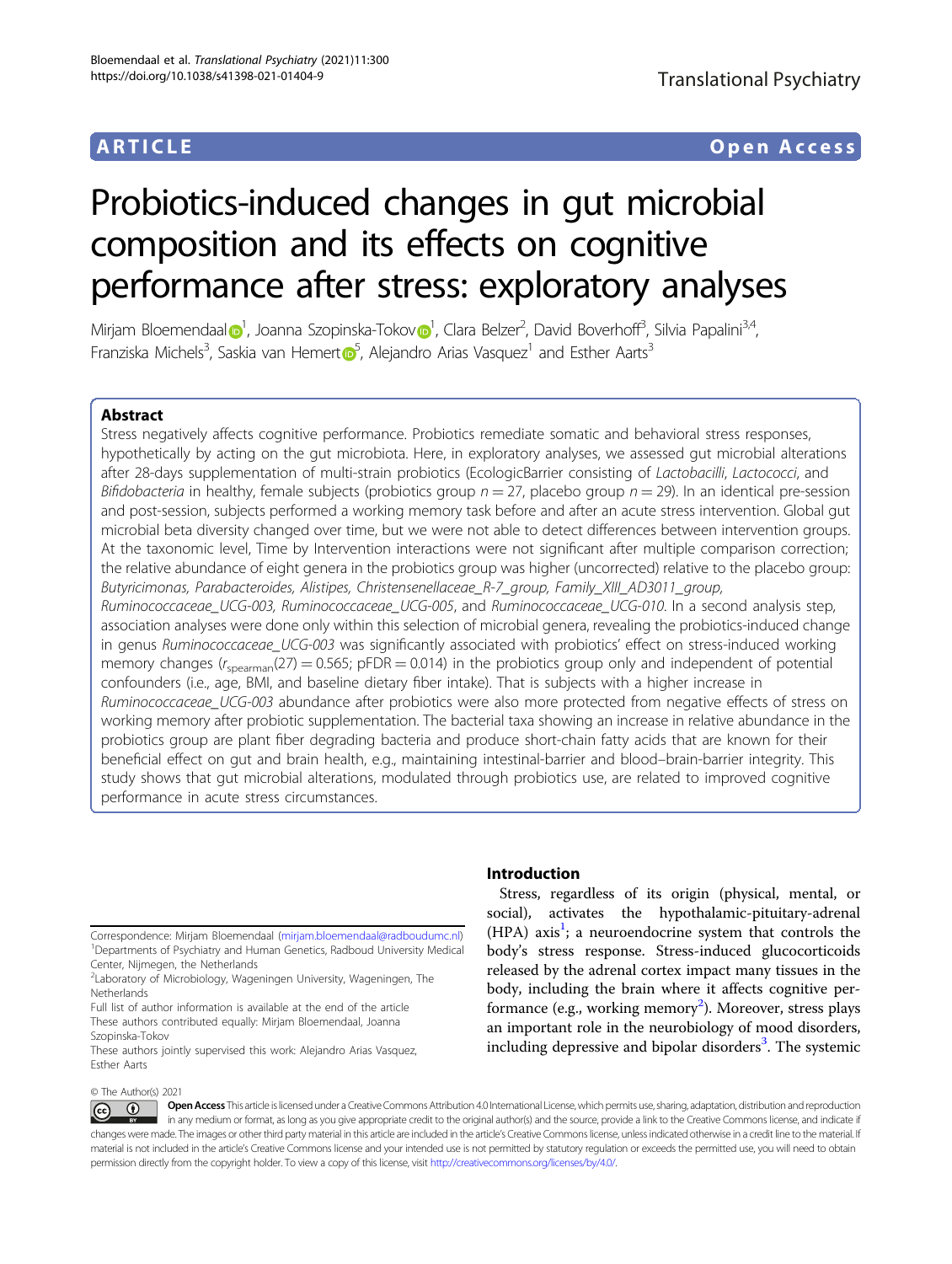ARTICLE Open Access

# Probiotics-induced changes in gut microbial composition and its effects on cognitive performance after stress: exploratory analyses

Mirjam Bloemendaal[1], Joanna Szopinska-Tokov[1], Clara Belzer[2], David Boverhoff[3], Silvia Papalini[3,4], Franziska Michels[3], Saskia van Hemert[5], Alejandro Arias Vasquez[1] and Esther Aarts[3]

## Abstract

Stress negatively affects cognitive performance. Probiotics remediate somatic and behavioral stress responses, hypothetically by acting on the gut microbiota. Here, in exploratory analyses, we assessed gut microbial alterations after 28-days supplementation of multi-strain probiotics (EcologicBarrier consisting of *Lactobacilli*, *Lactococci*, and *Bifidobacteria* in healthy, female subjects (probiotics group $n = 27$, placebo group $n = 29$). In an identical pre-session and post-session, subjects performed a working memory task before and after an acute stress intervention. Global gut microbial beta diversity changed over time, but we were not able to detect differences between intervention groups. At the taxonomic level, Time by Intervention interactions were not significant after multiple comparison correction; the relative abundance of eight genera in the probiotics group was higher (uncorrected) relative to the placebo group: *Butyricimonas, Parabacteroides, Alistipes, Christensenellaceae_R-7_group, Family_XIII_AD3011_group, Ruminococcaceae_UCG-003, Ruminococcaceae_UCG-005*, and *Ruminococcaceae_UCG-010*. In a second analysis step, association analyses were done only within this selection of microbial genera, revealing the probiotics-induced change in genus *Ruminococcaceae_UCG-003* was significantly associated with probiotics' effect on stress-induced working memory changes ($r_{spearman}(27) = 0.565$; pFDR = 0.014) in the probiotics group only and independent of potential confounders (i.e., age, BMI, and baseline dietary fiber intake). That is subjects with a higher increase in *Ruminococcaceae_UCG-003* abundance after probiotics were also more protected from negative effects of stress on working memory after probiotic supplementation. The bacterial taxa showing an increase in relative abundance in the probiotics group are plant fiber degrading bacteria and produce short-chain fatty acids that are known for their beneficial effect on gut and brain health, e.g., maintaining intestinal-barrier and blood–brain-barrier integrity. This study shows that gut microbial alterations, modulated through probiotics use, are related to improved cognitive performance in acute stress circumstances.

## Introduction

Stress, regardless of its origin (physical, mental, or social), activates the hypothalamic-pituitary-adrenal (HPA) axis[1]; a neuroendocrine system that controls the body's stress response. Stress-induced glucocorticoids released by the adrenal cortex impact many tissues in the body, including the brain where it affects cognitive performance (e.g., working memory[2]). Moreover, stress plays an important role in the neurobiology of mood disorders, including depressive and bipolar disorders[3]. The systemic

Correspondence: Mirjam Bloemendaal (mirjam.bloemendaal@radboudumc.nl)
[1]Departments of Psychiatry and Human Genetics, Radboud University Medical Center, Nijmegen, the Netherlands
[2]Laboratory of Microbiology, Wageningen University, Wageningen, The Netherlands
Full list of author information is available at the end of the article
These authors contributed equally: Mirjam Bloemendaal, Joanna Szopinska-Tokov
These authors jointly supervised this work: Alejandro Arias Vasquez, Esther Aarts

© The Author(s) 2021

Open Access This article is licensed under a Creative Commons Attribution 4.0 International License, which permits use, sharing, adaptation, distribution and reproduction in any medium or format, as long as you give appropriate credit to the original author(s) and the source, provide a link to the Creative Commons license, and indicate if changes were made. The images or other third party material in this article are included in the article's Creative Commons license, unless indicated otherwise in a credit line to the material. If material is not included in the article's Creative Commons license and your intended use is not permitted by statutory regulation or exceeds the permitted use, you will need to obtain permission directly from the copyright holder. To view a copy of this license, visit http://creativecommons.org/licenses/by/4.0/.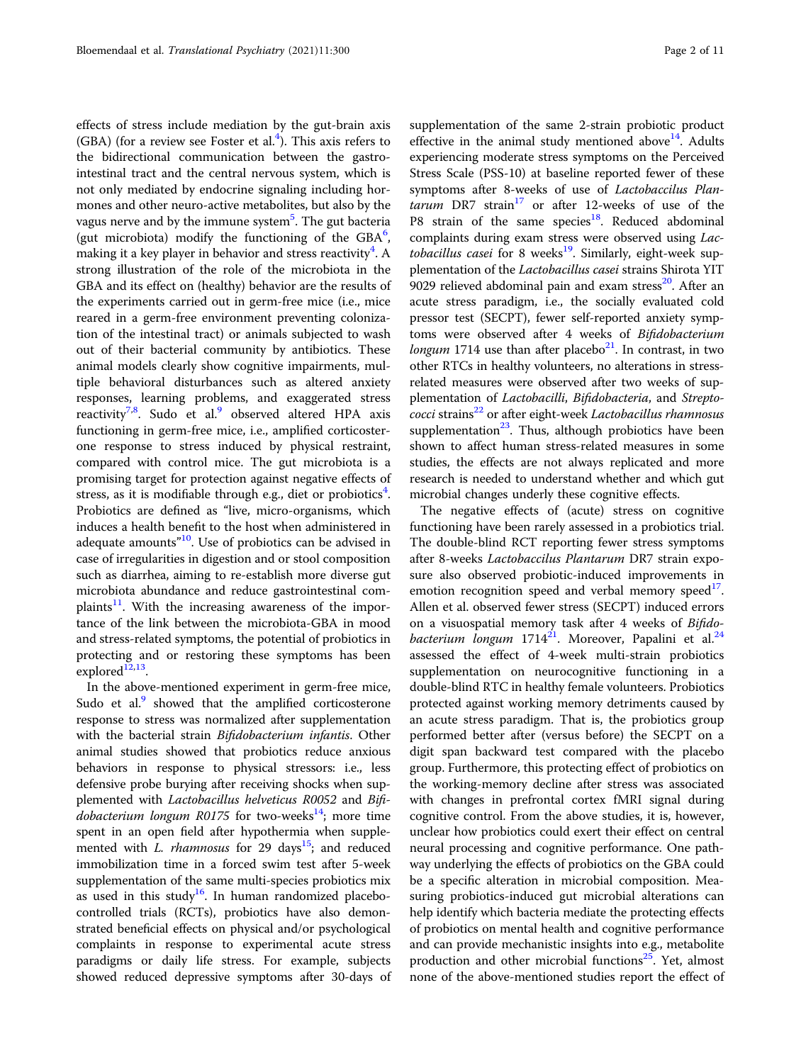effects of stress include mediation by the gut-brain axis (GBA) (for a review see Foster et al.[4]). This axis refers to the bidirectional communication between the gastrointestinal tract and the central nervous system, which is not only mediated by endocrine signaling including hormones and other neuro-active metabolites, but also by the vagus nerve and by the immune system[5]. The gut bacteria (gut microbiota) modify the functioning of the GBA[6], making it a key player in behavior and stress reactivity[4]. A strong illustration of the role of the microbiota in the GBA and its effect on (healthy) behavior are the results of the experiments carried out in germ-free mice (i.e., mice reared in a germ-free environment preventing colonization of the intestinal tract) or animals subjected to wash out of their bacterial community by antibiotics. These animal models clearly show cognitive impairments, multiple behavioral disturbances such as altered anxiety responses, learning problems, and exaggerated stress reactivity[7,8]. Sudo et al.[9] observed altered HPA axis functioning in germ-free mice, i.e., amplified corticosterone response to stress induced by physical restraint, compared with control mice. The gut microbiota is a promising target for protection against negative effects of stress, as it is modifiable through e.g., diet or probiotics[4]. Probiotics are defined as "live, micro-organisms, which induces a health benefit to the host when administered in adequate amounts"[10]. Use of probiotics can be advised in case of irregularities in digestion and or stool composition such as diarrhea, aiming to re-establish more diverse gut microbiota abundance and reduce gastrointestinal complaints[11]. With the increasing awareness of the importance of the link between the microbiota-GBA in mood and stress-related symptoms, the potential of probiotics in protecting and or restoring these symptoms has been explored[12,13].

In the above-mentioned experiment in germ-free mice, Sudo et al.[9] showed that the amplified corticosterone response to stress was normalized after supplementation with the bacterial strain *Bifidobacterium infantis*. Other animal studies showed that probiotics reduce anxious behaviors in response to physical stressors: i.e., less defensive probe burying after receiving shocks when supplemented with *Lactobacillus helveticus R0052* and *Bifidobacterium longum R0175* for two-weeks[14]; more time spent in an open field after hypothermia when supplemented with *L. rhamnosus* for 29 days[15]; and reduced immobilization time in a forced swim test after 5-week supplementation of the same multi-species probiotics mix as used in this study[16]. In human randomized placebo-controlled trials (RCTs), probiotics have also demonstrated beneficial effects on physical and/or psychological complaints in response to experimental acute stress paradigms or daily life stress. For example, subjects showed reduced depressive symptoms after 30-days of supplementation of the same 2-strain probiotic product effective in the animal study mentioned above[14]. Adults experiencing moderate stress symptoms on the Perceived Stress Scale (PSS-10) at baseline reported fewer of these symptoms after 8-weeks of use of *Lactobaccilus Plantarum* DR7 strain[17] or after 12-weeks of use of the P8 strain of the same species[18]. Reduced abdominal complaints during exam stress were observed using *Lactobacillus casei* for 8 weeks[19]. Similarly, eight-week supplementation of the *Lactobacillus casei* strains Shirota YIT 9029 relieved abdominal pain and exam stress[20]. After an acute stress paradigm, i.e., the socially evaluated cold pressor test (SECPT), fewer self-reported anxiety symptoms were observed after 4 weeks of *Bifidobacterium longum* 1714 use than after placebo[21]. In contrast, in two other RTCs in healthy volunteers, no alterations in stress-related measures were observed after two weeks of supplementation of *Lactobacilli*, *Bifidobacteria*, and *Streptococci* strains[22] or after eight-week *Lactobacillus rhamnosus* supplementation[23]. Thus, although probiotics have been shown to affect human stress-related measures in some studies, the effects are not always replicated and more research is needed to understand whether and which gut microbial changes underly these cognitive effects.

The negative effects of (acute) stress on cognitive functioning have been rarely assessed in a probiotics trial. The double-blind RCT reporting fewer stress symptoms after 8-weeks *Lactobaccilus Plantarum* DR7 strain exposure also observed probiotic-induced improvements in emotion recognition speed and verbal memory speed[17]. Allen et al. observed fewer stress (SECPT) induced errors on a visuospatial memory task after 4 weeks of *Bifidobacterium longum* 1714[21]. Moreover, Papalini et al.[24] assessed the effect of 4-week multi-strain probiotics supplementation on neurocognitive functioning in a double-blind RTC in healthy female volunteers. Probiotics protected against working memory detriments caused by an acute stress paradigm. That is, the probiotics group performed better after (versus before) the SECPT on a digit span backward test compared with the placebo group. Furthermore, this protecting effect of probiotics on the working-memory decline after stress was associated with changes in prefrontal cortex fMRI signal during cognitive control. From the above studies, it is, however, unclear how probiotics could exert their effect on central neural processing and cognitive performance. One pathway underlying the effects of probiotics on the GBA could be a specific alteration in microbial composition. Measuring probiotics-induced gut microbial alterations can help identify which bacteria mediate the protecting effects of probiotics on mental health and cognitive performance and can provide mechanistic insights into e.g., metabolite production and other microbial functions[25]. Yet, almost none of the above-mentioned studies report the effect of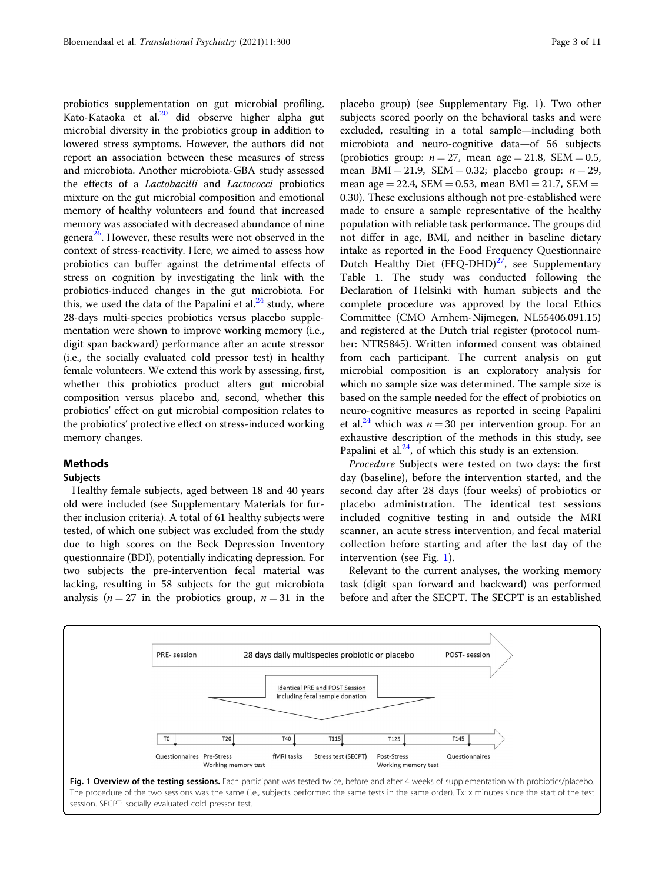probiotics supplementation on gut microbial profiling. Kato-Kataoka et al.[20] did observe higher alpha gut microbial diversity in the probiotics group in addition to lowered stress symptoms. However, the authors did not report an association between these measures of stress and microbiota. Another microbiota-GBA study assessed the effects of a *Lactobacilli* and *Lactococci* probiotics mixture on the gut microbial composition and emotional memory of healthy volunteers and found that increased memory was associated with decreased abundance of nine genera[26]. However, these results were not observed in the context of stress-reactivity. Here, we aimed to assess how probiotics can buffer against the detrimental effects of stress on cognition by investigating the link with the probiotics-induced changes in the gut microbiota. For this, we used the data of the Papalini et al.[24] study, where 28-days multi-species probiotics versus placebo supplementation were shown to improve working memory (i.e., digit span backward) performance after an acute stressor (i.e., the socially evaluated cold pressor test) in healthy female volunteers. We extend this work by assessing, first, whether this probiotics product alters gut microbial composition versus placebo and, second, whether this probiotics' effect on gut microbial composition relates to the probiotics' protective effect on stress-induced working memory changes.

## Methods

### Subjects

Healthy female subjects, aged between 18 and 40 years old were included (see Supplementary Materials for further inclusion criteria). A total of 61 healthy subjects were tested, of which one subject was excluded from the study due to high scores on the Beck Depression Inventory questionnaire (BDI), potentially indicating depression. For two subjects the pre-intervention fecal material was lacking, resulting in 58 subjects for the gut microbiota analysis ($n = 27$ in the probiotics group, $n = 31$ in the placebo group) (see Supplementary Fig. 1). Two other subjects scored poorly on the behavioral tasks and were excluded, resulting in a total sample—including both microbiota and neuro-cognitive data—of 56 subjects (probiotics group: $n = 27$, mean age = 21.8, SEM = 0.5, mean BMI = 21.9, SEM = 0.32; placebo group: $n = 29$, mean age = 22.4, SEM = 0.53, mean BMI = 21.7, SEM = 0.30). These exclusions although not pre-established were made to ensure a sample representative of the healthy population with reliable task performance. The groups did not differ in age, BMI, and neither in baseline dietary intake as reported in the Food Frequency Questionnaire Dutch Healthy Diet (FFQ-DHD)[27], see Supplementary Table 1. The study was conducted following the Declaration of Helsinki with human subjects and the complete procedure was approved by the local Ethics Committee (CMO Arnhem-Nijmegen, NL55406.091.15) and registered at the Dutch trial register (protocol number: NTR5845). Written informed consent was obtained from each participant. The current analysis on gut microbial composition is an exploratory analysis for which no sample size was determined. The sample size is based on the sample needed for the effect of probiotics on neuro-cognitive measures as reported in seeing Papalini et al.[24] which was $n = 30$ per intervention group. For an exhaustive description of the methods in this study, see Papalini et al.[24], of which this study is an extension.

*Procedure* Subjects were tested on two days: the first day (baseline), before the intervention started, and the second day after 28 days (four weeks) of probiotics or placebo administration. The identical test sessions included cognitive testing in and outside the MRI scanner, an acute stress intervention, and fecal material collection before starting and after the last day of the intervention (see Fig. 1).

Relevant to the current analyses, the working memory task (digit span forward and backward) was performed before and after the SECPT. The SECPT is an established

PRE- session — 28 days daily multispecies probiotic or placebo — POST- session

Identical PRE and POST Session including fecal sample donation

T0 Questionnaires; T20 Pre-Stress Working memory test; T40 fMRI tasks; T115 Stress test (SECPT); T125 Post-Stress Working memory test; T145 Questionnaires

**Fig. 1 Overview of the testing sessions.** Each participant was tested twice, before and after 4 weeks of supplementation with probiotics/placebo. The procedure of the two sessions was the same (i.e., subjects performed the same tests in the same order). Tx: x minutes since the start of the test session. SECPT: socially evaluated cold pressor test.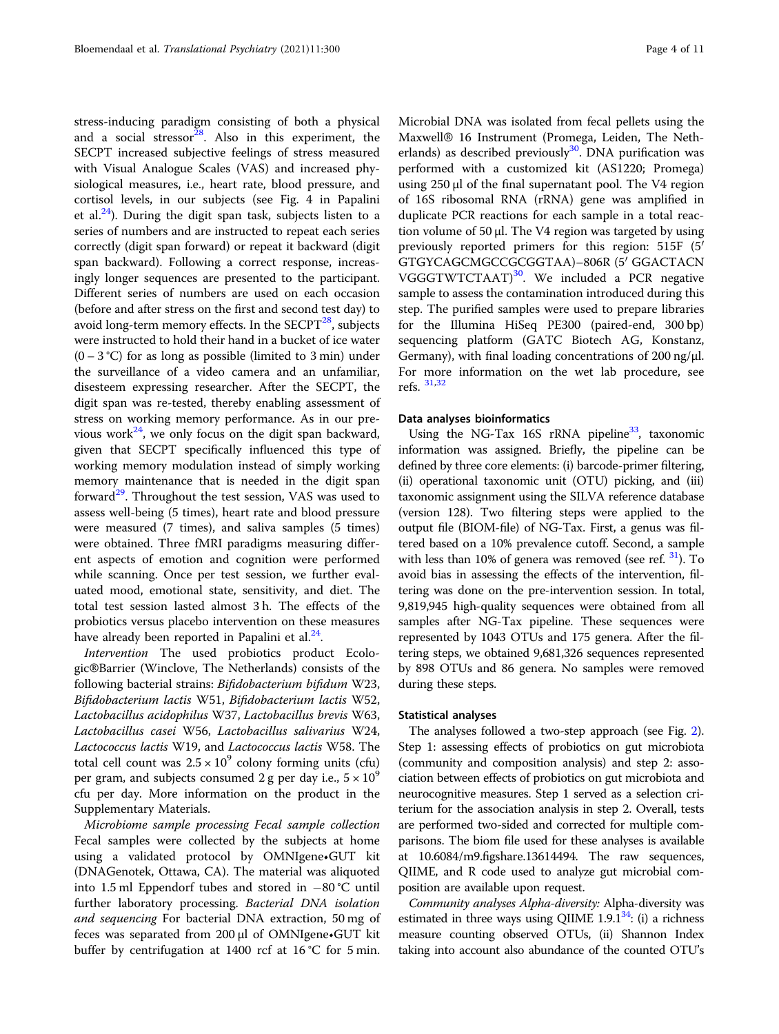stress-inducing paradigm consisting of both a physical and a social stressor[28]. Also in this experiment, the SECPT increased subjective feelings of stress measured with Visual Analogue Scales (VAS) and increased physiological measures, i.e., heart rate, blood pressure, and cortisol levels, in our subjects (see Fig. 4 in Papalini et al.[24]). During the digit span task, subjects listen to a series of numbers and are instructed to repeat each series correctly (digit span forward) or repeat it backward (digit span backward). Following a correct response, increasingly longer sequences are presented to the participant. Different series of numbers are used on each occasion (before and after stress on the first and second test day) to avoid long-term memory effects. In the SECPT[28], subjects were instructed to hold their hand in a bucket of ice water (0 – 3 °C) for as long as possible (limited to 3 min) under the surveillance of a video camera and an unfamiliar, disesteem expressing researcher. After the SECPT, the digit span was re-tested, thereby enabling assessment of stress on working memory performance. As in our previous work[24], we only focus on the digit span backward, given that SECPT specifically influenced this type of working memory modulation instead of simply working memory maintenance that is needed in the digit span forward[29]. Throughout the test session, VAS was used to assess well-being (5 times), heart rate and blood pressure were measured (7 times), and saliva samples (5 times) were obtained. Three fMRI paradigms measuring different aspects of emotion and cognition were performed while scanning. Once per test session, we further evaluated mood, emotional state, sensitivity, and diet. The total test session lasted almost 3 h. The effects of the probiotics versus placebo intervention on these measures have already been reported in Papalini et al.[24].

*Intervention* The used probiotics product Ecologic®Barrier (Winclove, The Netherlands) consists of the following bacterial strains: *Bifidobacterium bifidum* W23, *Bifidobacterium lactis* W51, *Bifidobacterium lactis* W52, *Lactobacillus acidophilus* W37, *Lactobacillus brevis* W63, *Lactobacillus casei* W56, *Lactobacillus salivarius* W24, *Lactococcus lactis* W19, and *Lactococcus lactis* W58. The total cell count was $2.5 \times 10^9$ colony forming units (cfu) per gram, and subjects consumed 2 g per day i.e., $5 \times 10^9$ cfu per day. More information on the product in the Supplementary Materials.

*Microbiome sample processing Fecal sample collection* Fecal samples were collected by the subjects at home using a validated protocol by OMNIgene•GUT kit (DNAGenotek, Ottawa, CA). The material was aliquoted into 1.5 ml Eppendorf tubes and stored in −80 °C until further laboratory processing. *Bacterial DNA isolation and sequencing* For bacterial DNA extraction, 50 mg of feces was separated from 200 µl of OMNIgene•GUT kit buffer by centrifugation at 1400 rcf at 16 °C for 5 min. Microbial DNA was isolated from fecal pellets using the Maxwell® 16 Instrument (Promega, Leiden, The Netherlands) as described previously[30]. DNA purification was performed with a customized kit (AS1220; Promega) using 250 µl of the final supernatant pool. The V4 region of 16S ribosomal RNA (rRNA) gene was amplified in duplicate PCR reactions for each sample in a total reaction volume of 50 µl. The V4 region was targeted by using previously reported primers for this region: 515F (5′ GTGYCAGCMGCCGCGGTAA)–806R (5′ GGACTACN VGGGTWTCTAAT)[30]. We included a PCR negative sample to assess the contamination introduced during this step. The purified samples were used to prepare libraries for the Illumina HiSeq PE300 (paired-end, 300 bp) sequencing platform (GATC Biotech AG, Konstanz, Germany), with final loading concentrations of 200 ng/µl. For more information on the wet lab procedure, see refs. [31,32]

#### Data analyses bioinformatics

Using the NG-Tax 16S rRNA pipeline[33], taxonomic information was assigned. Briefly, the pipeline can be defined by three core elements: (i) barcode-primer filtering, (ii) operational taxonomic unit (OTU) picking, and (iii) taxonomic assignment using the SILVA reference database (version 128). Two filtering steps were applied to the output file (BIOM-file) of NG-Tax. First, a genus was filtered based on a 10% prevalence cutoff. Second, a sample with less than 10% of genera was removed (see ref. [31]). To avoid bias in assessing the effects of the intervention, filtering was done on the pre-intervention session. In total, 9,819,945 high-quality sequences were obtained from all samples after NG-Tax pipeline. These sequences were represented by 1043 OTUs and 175 genera. After the filtering steps, we obtained 9,681,326 sequences represented by 898 OTUs and 86 genera. No samples were removed during these steps.

#### Statistical analyses

The analyses followed a two-step approach (see Fig. 2). Step 1: assessing effects of probiotics on gut microbiota (community and composition analysis) and step 2: association between effects of probiotics on gut microbiota and neurocognitive measures. Step 1 served as a selection criterium for the association analysis in step 2. Overall, tests are performed two-sided and corrected for multiple comparisons. The biom file used for these analyses is available at 10.6084/m9.figshare.13614494. The raw sequences, QIIME, and R code used to analyze gut microbial composition are available upon request.

*Community analyses Alpha-diversity:* Alpha-diversity was estimated in three ways using QIIME 1.9.1[34]: (i) a richness measure counting observed OTUs, (ii) Shannon Index taking into account also abundance of the counted OTU's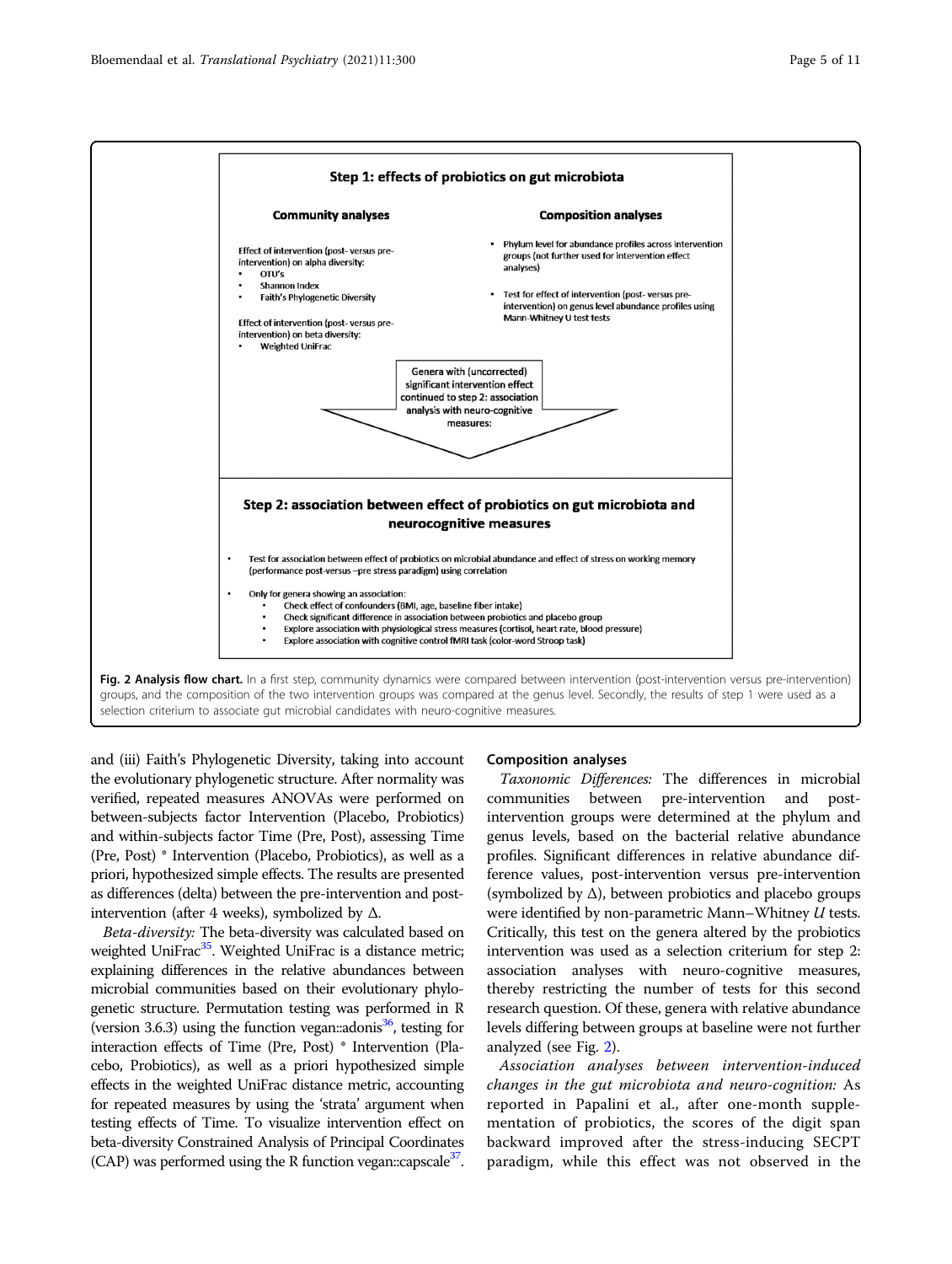**Step 1: effects of probiotics on gut microbiota**

**Community analyses**

Effect of intervention (post- versus pre-intervention) on alpha diversity:
- OTU's
- Shannon Index
- Faith's Phylogenetic Diversity

Effect of intervention (post- versus pre-intervention) on beta diversity:
- Weighted UniFrac

**Composition analyses**

- Phylum level for abundance profiles across intervention groups (not further used for intervention effect analyses)
- Test for effect of intervention (post- versus pre-intervention) on genus level abundance profiles using Mann-Whitney U test tests

Genera with (uncorrected) significant intervention effect continued to step 2: association analysis with neuro-cognitive measures:

**Step 2: association between effect of probiotics on gut microbiota and neurocognitive measures**

- Test for association between effect of probiotics on microbial abundance and effect of stress on working memory (performance post-versus –pre stress paradigm) using correlation
- Only for genera showing an association:
  - Check effect of confounders (BMI, age, baseline fiber intake)
  - Check significant difference in association between probiotics and placebo group
  - Explore association with physiological stress measures (cortisol, heart rate, blood pressure)
  - Explore association with cognitive control fMRI task (color-word Stroop task)

**Fig. 2 Analysis flow chart.** In a first step, community dynamics were compared between intervention (post-intervention versus pre-intervention) groups, and the composition of the two intervention groups was compared at the genus level. Secondly, the results of step 1 were used as a selection criterium to associate gut microbial candidates with neuro-cognitive measures.

and (iii) Faith's Phylogenetic Diversity, taking into account the evolutionary phylogenetic structure. After normality was verified, repeated measures ANOVAs were performed on between-subjects factor Intervention (Placebo, Probiotics) and within-subjects factor Time (Pre, Post), assessing Time (Pre, Post) * Intervention (Placebo, Probiotics), as well as a priori, hypothesized simple effects. The results are presented as differences (delta) between the pre-intervention and post-intervention (after 4 weeks), symbolized by Δ.

*Beta-diversity:* The beta-diversity was calculated based on weighted UniFrac[35]. Weighted UniFrac is a distance metric; explaining differences in the relative abundances between microbial communities based on their evolutionary phylogenetic structure. Permutation testing was performed in R (version 3.6.3) using the function vegan::adonis[36], testing for interaction effects of Time (Pre, Post) * Intervention (Placebo, Probiotics), as well as a priori hypothesized simple effects in the weighted UniFrac distance metric, accounting for repeated measures by using the 'strata' argument when testing effects of Time. To visualize intervention effect on beta-diversity Constrained Analysis of Principal Coordinates (CAP) was performed using the R function vegan::capscale[37].

### Composition analyses

*Taxonomic Differences:* The differences in microbial communities between pre-intervention and post-intervention groups were determined at the phylum and genus levels, based on the bacterial relative abundance profiles. Significant differences in relative abundance difference values, post-intervention versus pre-intervention (symbolized by Δ), between probiotics and placebo groups were identified by non-parametric Mann–Whitney *U* tests. Critically, this test on the genera altered by the probiotics intervention was used as a selection criterion for step 2: association analyses with neuro-cognitive measures, thereby restricting the number of tests for this second research question. Of these, genera with relative abundance levels differing between groups at baseline were not further analyzed (see Fig. 2).

*Association analyses between intervention-induced changes in the gut microbiota and neuro-cognition:* As reported in Papalini et al., after one-month supplementation of probiotics, the scores of the digit span backward improved after the stress-inducing SECPT paradigm, while this effect was not observed in the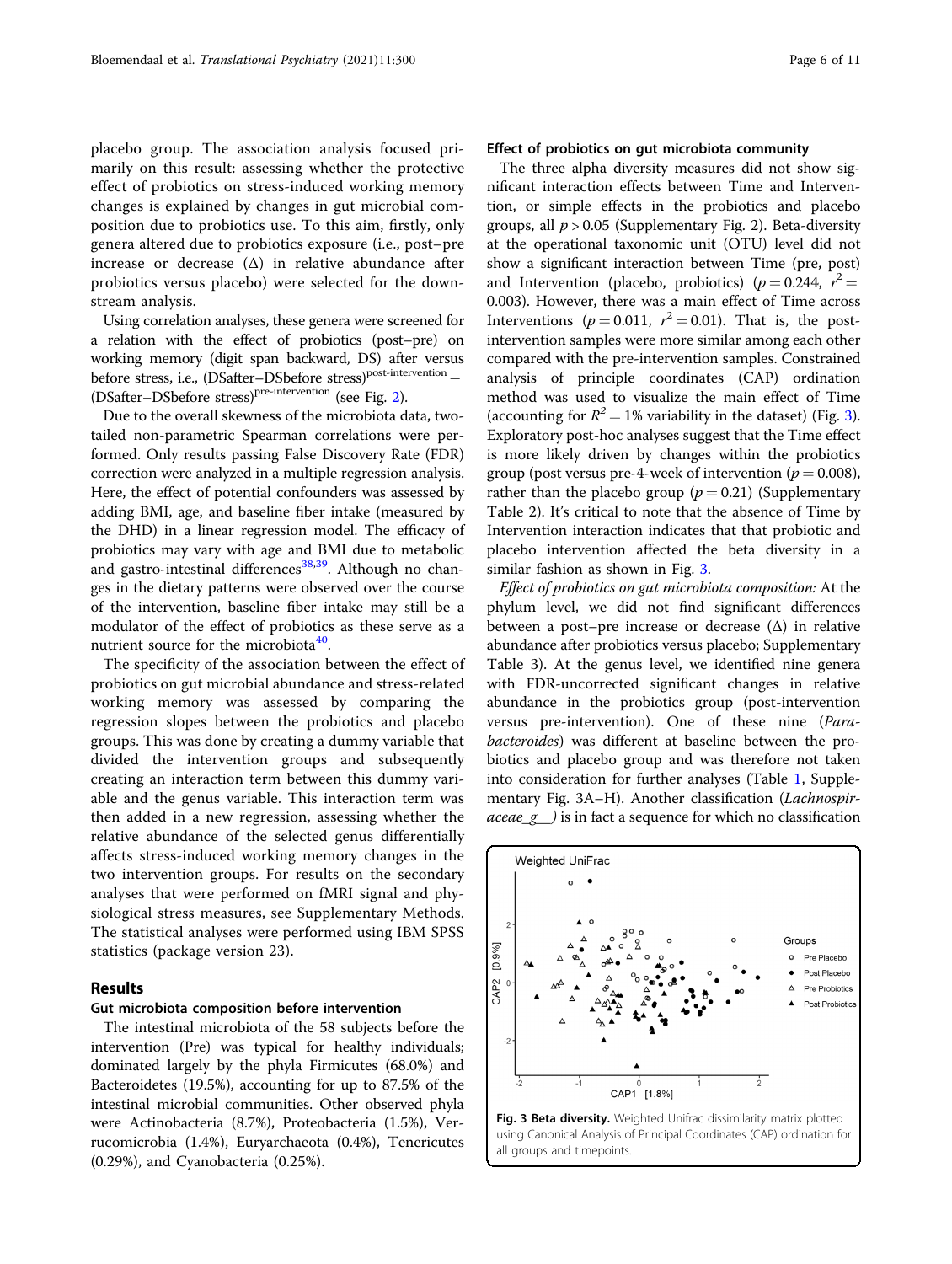placebo group. The association analysis focused primarily on this result: assessing whether the protective effect of probiotics on stress-induced working memory changes is explained by changes in gut microbial composition due to probiotics use. To this aim, firstly, only genera altered due to probiotics exposure (i.e., post–pre increase or decrease (Δ) in relative abundance after probiotics versus placebo) were selected for the downstream analysis.

Using correlation analyses, these genera were screened for a relation with the effect of probiotics (post–pre) on working memory (digit span backward, DS) after versus before stress, i.e., (DSafter–DSbefore stress)$^{\text{post-intervention}}$ – (DSafter–DSbefore stress)$^{\text{pre-intervention}}$ (see Fig. 2).

Due to the overall skewness of the microbiota data, two-tailed non-parametric Spearman correlations were performed. Only results passing False Discovery Rate (FDR) correction were analyzed in a multiple regression analysis. Here, the effect of potential confounders was assessed by adding BMI, age, and baseline fiber intake (measured by the DHD) in a linear regression model. The efficacy of probiotics may vary with age and BMI due to metabolic and gastro-intestinal differences[38,39]. Although no changes in the dietary patterns were observed over the course of the intervention, baseline fiber intake may still be a modulator of the effect of probiotics as these serve as a nutrient source for the microbiota[40].

The specificity of the association between the effect of probiotics on gut microbial abundance and stress-related working memory was assessed by comparing the regression slopes between the probiotics and placebo groups. This was done by creating a dummy variable that divided the intervention groups and subsequently creating an interaction term between this dummy variable and the genus variable. This interaction term was then added in a new regression, assessing whether the relative abundance of the selected genus differentially affects stress-induced working memory changes in the two intervention groups. For results on the secondary analyses that were performed on fMRI signal and physiological stress measures, see Supplementary Methods. The statistical analyses were performed using IBM SPSS statistics (package version 23).

## Results

### Gut microbiota composition before intervention

The intestinal microbiota of the 58 subjects before the intervention (Pre) was typical for healthy individuals; dominated largely by the phyla Firmicutes (68.0%) and Bacteroidetes (19.5%), accounting for up to 87.5% of the intestinal microbial communities. Other observed phyla were Actinobacteria (8.7%), Proteobacteria (1.5%), Verrucomicrobia (1.4%), Euryarchaeota (0.4%), Tenericutes (0.29%), and Cyanobacteria (0.25%).

### Effect of probiotics on gut microbiota community

The three alpha diversity measures did not show significant interaction effects between Time and Intervention, or simple effects in the probiotics and placebo groups, all $p > 0.05$ (Supplementary Fig. 2). Beta-diversity at the operational taxonomic unit (OTU) level did not show a significant interaction between Time (pre, post) and Intervention (placebo, probiotics) ($p = 0.244$, $r^2 = 0.003$). However, there was a main effect of Time across Interventions ($p = 0.011$, $r^2 = 0.01$). That is, the post-intervention samples were more similar among each other compared with the pre-intervention samples. Constrained analysis of principle coordinates (CAP) ordination method was used to visualize the main effect of Time (accounting for $R^2 = 1\%$ variability in the dataset) (Fig. 3). Exploratory post-hoc analyses suggest that the Time effect is more likely driven by changes within the probiotics group (post versus pre-4-week of intervention ($p = 0.008$), rather than the placebo group ($p = 0.21$) (Supplementary Table 2). It's critical to note that the absence of Time by Intervention interaction indicates that that probiotic and placebo intervention affected the beta diversity in a similar fashion as shown in Fig. 3.

*Effect of probiotics on gut microbiota composition:* At the phylum level, we did not find significant differences between a post–pre increase or decrease (Δ) in relative abundance after probiotics versus placebo; Supplementary Table 3). At the genus level, we identified nine genera with FDR-uncorrected significant changes in relative abundance in the probiotics group (post-intervention versus pre-intervention). One of these nine (*Parabacteroides*) was different at baseline between the probiotics and placebo group and was therefore not taken into consideration for further analyses (Table 1, Supplementary Fig. 3A–H). Another classification (*Lachnospiraceae_g__*) is in fact a sequence for which no classification

**Fig. 3 Beta diversity.** Weighted Unifrac dissimilarity matrix plotted using Canonical Analysis of Principal Coordinates (CAP) ordination for all groups and timepoints.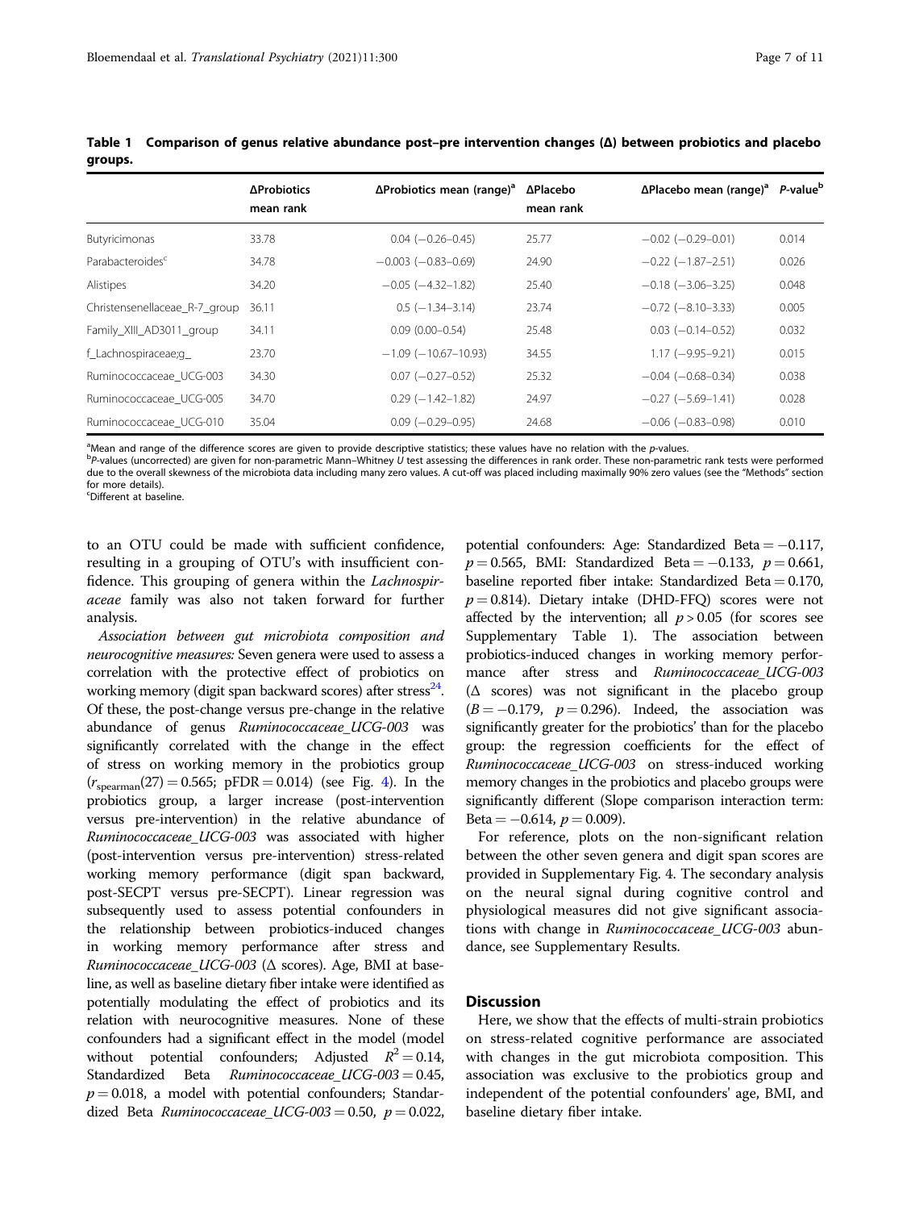**Table 1 Comparison of genus relative abundance post–pre intervention changes (Δ) between probiotics and placebo groups.**

| | ΔProbiotics mean rank | ΔProbiotics mean (range)[a] | ΔPlacebo mean rank | ΔPlacebo mean (range)[a] | P-value[b] |
|---|---|---|---|---|---|
| Butyricimonas | 33.78 | 0.04 (−0.26–0.45) | 25.77 | −0.02 (−0.29–0.01) | 0.014 |
| Parabacteroides[c] | 34.78 | −0.003 (−0.83–0.69) | 24.90 | −0.22 (−1.87–2.51) | 0.026 |
| Alistipes | 34.20 | −0.05 (−4.32–1.82) | 25.40 | −0.18 (−3.06–3.25) | 0.048 |
| Christensenellaceae_R-7_group | 36.11 | 0.5 (−1.34–3.14) | 23.74 | −0.72 (−8.10–3.33) | 0.005 |
| Family_XIII_AD3011_group | 34.11 | 0.09 (0.00–0.54) | 25.48 | 0.03 (−0.14–0.52) | 0.032 |
| f_Lachnospiraceae;g_ | 23.70 | −1.09 (−10.67–10.93) | 34.55 | 1.17 (−9.95–9.21) | 0.015 |
| Ruminococcaceae_UCG-003 | 34.30 | 0.07 (−0.27–0.52) | 25.32 | −0.04 (−0.68–0.34) | 0.038 |
| Ruminococcaceae_UCG-005 | 34.70 | 0.29 (−1.42–1.82) | 24.97 | −0.27 (−5.69–1.41) | 0.028 |
| Ruminococcaceae_UCG-010 | 35.04 | 0.09 (−0.29–0.95) | 24.68 | −0.06 (−0.83–0.98) | 0.010 |

[a]Mean and range of the difference scores are given to provide descriptive statistics; these values have no relation with the *p*-values.
[b]*P*-values (uncorrected) are given for non-parametric Mann–Whitney *U* test assessing the differences in rank order. These non-parametric rank tests were performed due to the overall skewness of the microbiota data including many zero values. A cut-off was placed including maximally 90% zero values (see the "Methods" section for more details).
[c]Different at baseline.

to an OTU could be made with sufficient confidence, resulting in a grouping of OTU's with insufficient confidence. This grouping of genera within the *Lachnospiraceae* family was also not taken forward for further analysis.

*Association between gut microbiota composition and neurocognitive measures:* Seven genera were used to assess a correlation with the protective effect of probiotics on working memory (digit span backward scores) after stress[24]. Of these, the post-change versus pre-change in the relative abundance of genus *Ruminococcaceae_UCG-003* was significantly correlated with the change in the effect of stress on working memory in the probiotics group ($r_{\text{spearman}}(27) = 0.565$; pFDR = 0.014) (see Fig. 4). In the probiotics group, a larger increase (post-intervention versus pre-intervention) in the relative abundance of *Ruminococcaceae_UCG-003* was associated with higher (post-intervention versus pre-intervention) stress-related working memory performance (digit span backward, post-SECPT versus pre-SECPT). Linear regression was subsequently used to assess potential confounders in the relationship between probiotics-induced changes in working memory performance after stress and *Ruminococcaceae_UCG-003* (Δ scores). Age, BMI at baseline, as well as baseline dietary fiber intake were identified as potentially modulating the effect of probiotics and its relation with neurocognitive measures. None of these confounders had a significant effect in the model (model without potential confounders; Adjusted $R^2 = 0.14$, Standardized Beta *Ruminococcaceae_UCG-003* = 0.45, $p = 0.018$, a model with potential confounders; Standardized Beta *Ruminococcaceae_UCG-003* = 0.50, $p = 0.022$, potential confounders: Age: Standardized Beta = −0.117, $p = 0.565$, BMI: Standardized Beta = −0.133, $p = 0.661$, baseline reported fiber intake: Standardized Beta = 0.170, $p = 0.814$). Dietary intake (DHD-FFQ) scores were not affected by the intervention; all $p > 0.05$ (for scores see Supplementary Table 1). The association between probiotics-induced changes in working memory performance after stress and *Ruminococcaceae_UCG-003* (Δ scores) was not significant in the placebo group ($B = -0.179$, $p = 0.296$). Indeed, the association was significantly greater for the probiotics' than for the placebo group: the regression coefficients for the effect of *Ruminococcaceae_UCG-003* on stress-induced working memory changes in the probiotics and placebo groups were significantly different (Slope comparison interaction term: Beta = −0.614, $p = 0.009$).

For reference, plots on the non-significant relation between the other seven genera and digit span scores are provided in Supplementary Fig. 4. The secondary analysis on the neural signal during cognitive control and physiological measures did not give significant associations with change in *Ruminococcaceae_UCG-003* abundance, see Supplementary Results.

## Discussion

Here, we show that the effects of multi-strain probiotics on stress-related cognitive performance are associated with changes in the gut microbiota composition. This association was exclusive to the probiotics group and independent of the potential confounders' age, BMI, and baseline dietary fiber intake.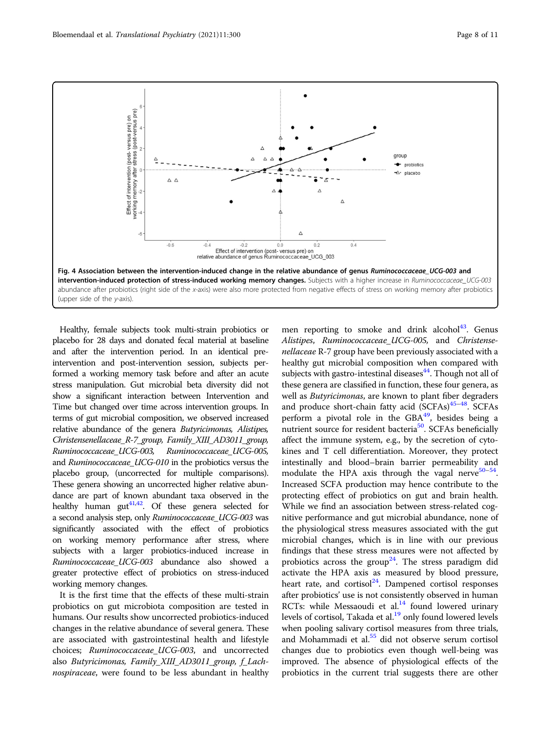Fig. 4 **Association between the intervention-induced change in the relative abundance of genus *Ruminococcaceae_UCG-003* and intervention-induced protection of stress-induced working memory changes.** Subjects with a higher increase in *Ruminococcaceae_UCG-003* abundance after probiotics (right side of the *x*-axis) were also more protected from negative effects of stress on working memory after probiotics (upper side of the *y*-axis).

Healthy, female subjects took multi-strain probiotics or placebo for 28 days and donated fecal material at baseline and after the intervention period. In an identical pre-intervention and post-intervention session, subjects performed a working memory task before and after an acute stress manipulation. Gut microbial beta diversity did not show a significant interaction between Intervention and Time but changed over time across intervention groups. In terms of gut microbial composition, we observed increased relative abundance of the genera *Butyricimonas, Alistipes, Christensenellaceae_R-7_group, Family_XIII_AD3011_group, Ruminococcaceae_UCG-003, Ruminococcaceae_UCG-005,* and *Ruminococcaceae_UCG-010* in the probiotics versus the placebo group, (uncorrected for multiple comparisons). These genera showing an uncorrected higher relative abundance are part of known abundant taxa observed in the healthy human gut[41,42]. Of these genera selected for a second analysis step, only *Ruminococcaceae_UCG-003* was significantly associated with the effect of probiotics on working memory performance after stress, where subjects with a larger probiotics-induced increase in *Ruminococcaceae_UCG-003* abundance also showed a greater protective effect of probiotics on stress-induced working memory changes.

It is the first time that the effects of these multi-strain probiotics on gut microbiota composition are tested in humans. Our results show uncorrected probiotics-induced changes in the relative abundance of several genera. These are associated with gastrointestinal health and lifestyle choices; *Ruminococcaceae_UCG-003*, and uncorrected also *Butyricimonas, Family_XIII_AD3011_group, f_Lachnospiraceae*, were found to be less abundant in healthy men reporting to smoke and drink alcohol[43]. Genus *Alistipes, Ruminococcaceae_UCG-005,* and *Christensenellaceae* R-7 group have been previously associated with a healthy gut microbial composition when compared with subjects with gastro-intestinal diseases[44]. Though not all of these genera are classified in function, these four genera, as well as *Butyricimonas*, are known to plant fiber degraders and produce short-chain fatty acid (SCFAs)[45–48]. SCFAs perform a pivotal role in the GBA[49], besides being a nutrient source for resident bacteria[50]. SCFAs beneficially affect the immune system, e.g., by the secretion of cytokines and T cell differentiation. Moreover, they protect intestinally and blood–brain barrier permeability and modulate the HPA axis through the vagal nerve[50–54]. Increased SCFA production may hence contribute to the protecting effect of probiotics on gut and brain health. While we find an association between stress-related cognitive performance and gut microbial abundance, none of the physiological stress measures associated with the gut microbial changes, which is in line with our previous findings that these stress measures were not affected by probiotics across the group[24]. The stress paradigm did activate the HPA axis as measured by blood pressure, heart rate, and cortisol[24]. Dampened cortisol responses after probiotics' use is not consistently observed in human RCTs: while Messaoudi et al.[14] found lowered urinary levels of cortisol, Takada et al.[19] only found lowered levels when pooling salivary cortisol measures from three trials, and Mohammadi et al.[55] did not observe serum cortisol changes due to probiotics even though well-being was improved. The absence of physiological effects of the probiotics in the current trial suggests there are other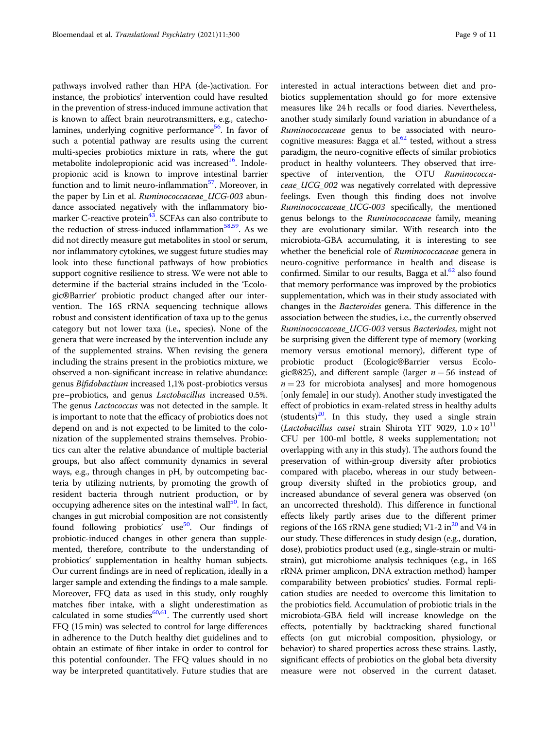pathways involved rather than HPA (de-)activation. For instance, the probiotics' intervention could have resulted in the prevention of stress-induced immune activation that is known to affect brain neurotransmitters, e.g., catecholamines, underlying cognitive performance[56]. In favor of such a potential pathway are results using the current multi-species probiotics mixture in rats, where the gut metabolite indolepropionic acid was increased[16]. Indolepropionic acid is known to improve intestinal barrier function and to limit neuro-inflammation[57]. Moreover, in the paper by Lin et al. *Ruminococcaceae_UCG-003* abundance associated negatively with the inflammatory biomarker C-reactive protein[43]. SCFAs can also contribute to the reduction of stress-induced inflammation[58,59]. As we did not directly measure gut metabolites in stool or serum, nor inflammatory cytokines, we suggest future studies may look into these functional pathways of how probiotics support cognitive resilience to stress. We were not able to determine if the bacterial strains included in the 'Ecologic®Barrier' probiotic product changed after our intervention. The 16S rRNA sequencing technique allows robust and consistent identification of taxa up to the genus category but not lower taxa (i.e., species). None of the genera that were increased by the intervention include any of the supplemented strains. When revising the genera including the strains present in the probiotics mixture, we observed a non-significant increase in relative abundance: genus *Bifidobactium* increased 1,1% post-probiotics versus pre–probiotics, and genus *Lactobacillus* increased 0.5%. The genus *Lactococcus* was not detected in the sample. It is important to note that the efficacy of probiotics does not depend on and is not expected to be limited to the colonization of the supplemented strains themselves. Probiotics can alter the relative abundance of multiple bacterial groups, but also affect community dynamics in several ways, e.g., through changes in pH, by outcompeting bacteria by utilizing nutrients, by promoting the growth of resident bacteria through nutrient production, or by occupying adherence sites on the intestinal wall[50]. In fact, changes in gut microbial composition are not consistently found following probiotics' use[50]. Our findings of probiotic-induced changes in other genera than supplemented, therefore, contribute to the understanding of probiotics' supplementation in healthy human subjects. Our current findings are in need of replication, ideally in a larger sample and extending the findings to a male sample. Moreover, FFQ data as used in this study, only roughly matches fiber intake, with a slight underestimation as calculated in some studies[60,61]. The currently used short FFQ (15 min) was selected to control for large differences in adherence to the Dutch healthy diet guidelines and to obtain an estimate of fiber intake in order to control for this potential confounder. The FFQ values should in no way be interpreted quantitatively. Future studies that are interested in actual interactions between diet and probiotics supplementation should go for more extensive measures like 24 h recalls or food diaries. Nevertheless, another study similarly found variation in abundance of a *Ruminococcaceae* genus to be associated with neurocognitive measures: Bagga et al.[62] tested, without a stress paradigm, the neuro-cognitive effects of similar probiotics product in healthy volunteers. They observed that irrespective of intervention, the OTU *Ruminococcaceae_UCG_002* was negatively correlated with depressive feelings. Even though this finding does not involve *Ruminococcaceae_UCG-003* specifically, the mentioned genus belongs to the *Ruminococcaceae* family, meaning they are evolutionary similar. With research into the microbiota-GBA accumulating, it is interesting to see whether the beneficial role of *Ruminococcaceae* genera in neuro-cognitive performance in health and disease is confirmed. Similar to our results, Bagga et al.[62] also found that memory performance was improved by the probiotics supplementation, which was in their study associated with changes in the *Bacteroides* genera. This difference in the association between the studies, i.e., the currently observed *Ruminococcaceae_UCG-003* versus *Bacteriodes*, might not be surprising given the different type of memory (working memory versus emotional memory), different type of probiotic product (Ecologic®Barrier versus Ecologic®825), and different sample (larger $n = 56$ instead of $n = 23$ for microbiota analyses] and more homogenous [only female] in our study). Another study investigated the effect of probiotics in exam-related stress in healthy adults (students)[20]. In this study, they used a single strain (*Lactobacillus casei* strain Shirota YIT 9029, $1.0 \times 10^{11}$ CFU per 100-ml bottle, 8 weeks supplementation; not overlapping with any in this study). The authors found the preservation of within-group diversity after probiotics compared with placebo, whereas in our study between-group diversity shifted in the probiotics group, and increased abundance of several genera was observed (on an uncorrected threshold). This difference in functional effects likely partly arises due to the different primer regions of the 16S rRNA gene studied; V1-2 in[20] and V4 in our study. These differences in study design (e.g., duration, dose), probiotics product used (e.g., single-strain or multi-strain), gut microbiome analysis techniques (e.g., in 16S rRNA primer amplicon, DNA extraction method) hamper comparability between probiotics' studies. Formal replication studies are needed to overcome this limitation to the probiotics field. Accumulation of probiotic trials in the microbiota-GBA field will increase knowledge on the effects, potentially by backtracking shared functional effects (on gut microbial composition, physiology, or behavior) to shared properties across these strains. Lastly, significant effects of probiotics on the global beta diversity measure were not observed in the current dataset.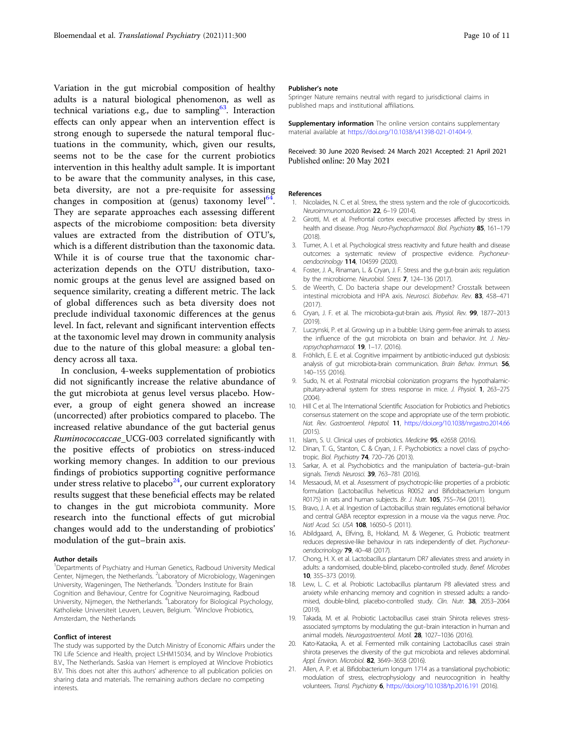Variation in the gut microbial composition of healthy adults is a natural biological phenomenon, as well as technical variations e.g., due to sampling[63]. Interaction effects can only appear when an intervention effect is strong enough to supersede the natural temporal fluctuations in the community, which, given our results, seems not to be the case for the current probiotics intervention in this healthy adult sample. It is important to be aware that the community analyses, in this case, beta diversity, are not a pre-requisite for assessing changes in composition at (genus) taxonomy level[64]. They are separate approaches each assessing different aspects of the microbiome composition: beta diversity values are extracted from the distribution of OTU's, which is a different distribution than the taxonomic data. While it is of course true that the taxonomic characterization depends on the OTU distribution, taxonomic groups at the genus level are assigned based on sequence similarity, creating a different metric. The lack of global differences such as beta diversity does not preclude individual taxonomic differences at the genus level. In fact, relevant and significant intervention effects at the taxonomic level may drown in community analysis due to the nature of this global measure: a global tendency across all taxa.

In conclusion, 4-weeks supplementation of probiotics did not significantly increase the relative abundance of the gut microbiota at genus level versus placebo. However, a group of eight genera showed an increase (uncorrected) after probiotics compared to placebo. The increased relative abundance of the gut bacterial genus *Ruminococcaceae*_UCG-003 correlated significantly with the positive effects of probiotics on stress-induced working memory changes. In addition to our previous findings of probiotics supporting cognitive performance under stress relative to placebo[24], our current exploratory results suggest that these beneficial effects may be related to changes in the gut microbiota community. More research into the functional effects of gut microbial changes would add to the understanding of probiotics' modulation of the gut–brain axis.

#### Author details

[1]Departments of Psychiatry and Human Genetics, Radboud University Medical Center, Nijmegen, the Netherlands. [2]Laboratory of Microbiology, Wageningen University, Wageningen, The Netherlands. [3]Donders Institute for Brain Cognition and Behaviour, Centre for Cognitive Neuroimaging, Radboud University, Nijmegen, the Netherlands. [4]Laboratory for Biological Psychology, Katholieke Universiteit Leuven, Leuven, Belgium. [5]Winclove Probiotics, Amsterdam, the Netherlands

#### Conflict of interest

The study was supported by the Dutch Ministry of Economic Affairs under the TKI Life Science and Health, project LSHM15034, and by Winclove Probiotics B.V., The Netherlands. Saskia van Hemert is employed at Winclove Probiotics B.V. This does not alter this authors' adherence to all publication policies on sharing data and materials. The remaining authors declare no competing interests.

#### Publisher's note

Springer Nature remains neutral with regard to jurisdictional claims in published maps and institutional affiliations.

**Supplementary information** The online version contains supplementary material available at https://doi.org/10.1038/s41398-021-01404-9.

Received: 30 June 2020 Revised: 24 March 2021 Accepted: 21 April 2021
Published online: 20 May 2021

#### References

1. Nicolaides, N. C. et al. Stress, the stress system and the role of glucocorticoids. *Neuroimmunomodulation* **22**, 6–19 (2014).
2. Girotti, M. et al. Prefrontal cortex executive processes affected by stress in health and disease. *Prog. Neuro-Psychopharmacol. Biol. Psychiatry* **85**, 161–179 (2018).
3. Turner, A. I. et al. Psychological stress reactivity and future health and disease outcomes: a systematic review of prospective evidence. *Psychoneuroendocrinology* **114**, 104599 (2020).
4. Foster, J. A., Rinaman, L. & Cryan, J. F. Stress and the gut-brain axis: regulation by the microbiome. *Neurobiol. Stress* **7**, 124–136 (2017).
5. de Weerth, C. Do bacteria shape our development? Crosstalk between intestinal microbiota and HPA axis. *Neurosci. Biobehav. Rev.* **83**, 458–471 (2017).
6. Cryan, J. F. et al. The microbiota-gut-brain axis. *Physiol. Rev.* **99**, 1877–2013 (2019).
7. Luczynski, P. et al. Growing up in a bubble: Using germ-free animals to assess the influence of the gut microbiota on brain and behavior. *Int. J. Neuropsychopharmacol.* **19**, 1–17. (2016).
8. Fröhlich, E. E. et al. Cognitive impairment by antibiotic-induced gut dysbiosis: analysis of gut microbiota-brain communication. *Brain Behav. Immun.* **56**, 140–155 (2016).
9. Sudo, N. et al. Postnatal microbial colonization programs the hypothalamic-pituitary-adrenal system for stress response in mice. *J. Physiol.* **1**, 263–275 (2004).
10. Hill C et al. The International Scientific Association for Probiotics and Prebiotics consensus statement on the scope and appropriate use of the term probiotic. *Nat. Rev. Gastroenterol. Hepatol.* **11**, https://doi.org/10.1038/nrgastro.2014.66 (2015).
11. Islam, S. U. Clinical uses of probiotics. *Medicine* **95**, e2658 (2016).
12. Dinan, T. G., Stanton, C. & Cryan, J. F. Psychobiotics: a novel class of psychotropic. *Biol. Psychiatry* **74**, 720–726 (2013).
13. Sarkar, A. et al. Psychobiotics and the manipulation of bacteria–gut–brain signals. *Trends Neurosci.* **39**, 763–781 (2016).
14. Messaoudi, M. et al. Assessment of psychotropic-like properties of a probiotic formulation (Lactobacillus helveticus R0052 and Bifidobacterium longum R0175) in rats and human subjects. *Br. J. Nutr.* **105**, 755–764 (2011).
15. Bravo, J. A. et al. Ingestion of Lactobacillus strain regulates emotional behavior and central GABA receptor expression in a mouse via the vagus nerve. *Proc. Natl Acad. Sci. USA* **108**, 16050–5 (2011).
16. Abildgaard, A., Elfving, B., Hokland, M. & Wegener, G. Probiotic treatment reduces depressive-like behaviour in rats independently of diet. *Psychoneuroendocrinology* **79**, 40–48 (2017).
17. Chong, H. X. et al. Lactobacillus plantarum DR7 alleviates stress and anxiety in adults: a randomised, double-blind, placebo-controlled study. *Benef. Microbes* **10**, 355–373 (2019).
18. Lew, L. C. et al. Probiotic Lactobacillus plantarum P8 alleviated stress and anxiety while enhancing memory and cognition in stressed adults: a randomised, double-blind, placebo-controlled study. *Clin. Nutr.* **38**, 2053–2064 (2019).
19. Takada, M. et al. Probiotic Lactobacillus casei strain Shirota relieves stress-associated symptoms by modulating the gut–brain interaction in human and animal models. *Neurogastroenterol. Motil.* **28**, 1027–1036 (2016).
20. Kato-Kataoka, A. et al. Fermented milk containing Lactobacillus casei strain shirota preserves the diversity of the gut microbiota and relieves abdominal. *Appl. Environ. Microbiol.* **82**, 3649–3658 (2016).
21. Allen, A. P. et al. Bifidobacterium longum 1714 as a translational psychobiotic: modulation of stress, electrophysiology and neurocognition in healthy volunteers. *Transl. Psychiatry* **6**, https://doi.org/10.1038/tp.2016.191 (2016).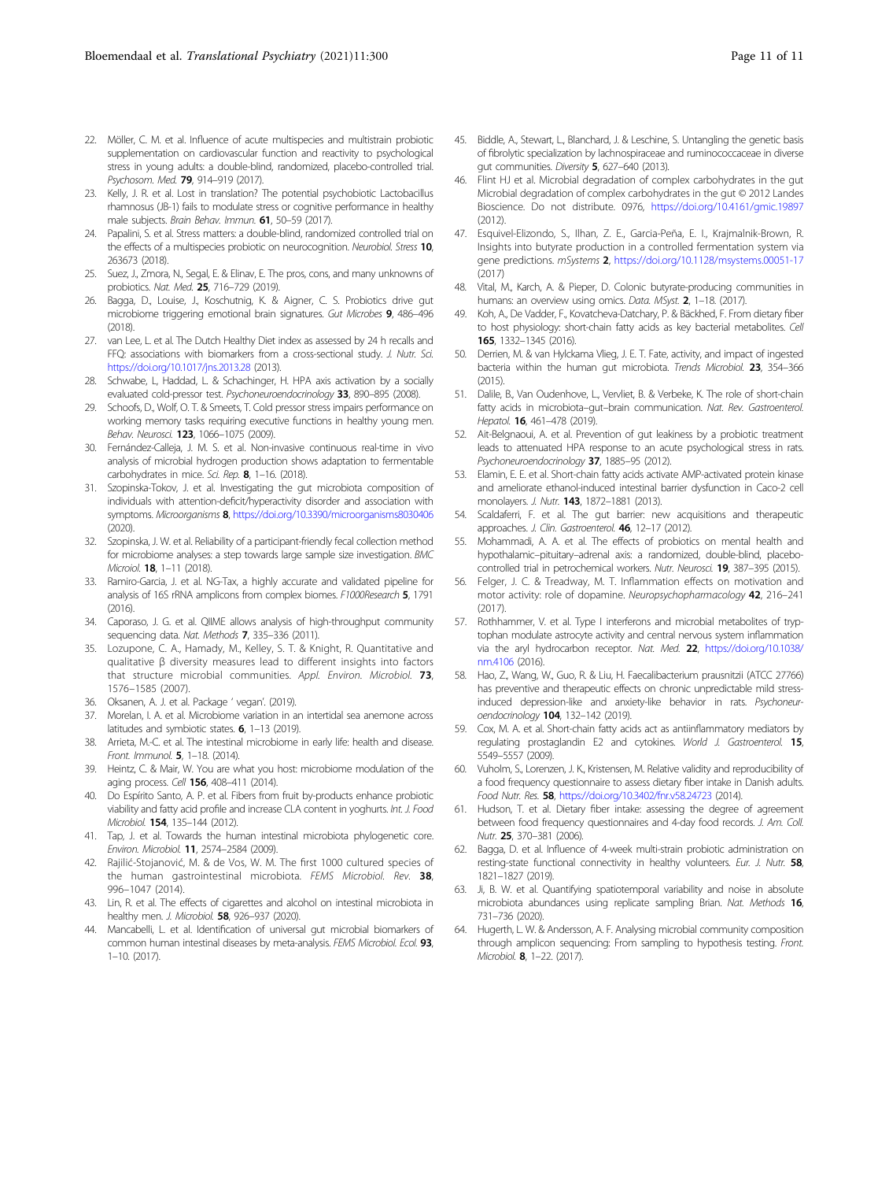22. Möller, C. M. et al. Influence of acute multispecies and multistrain probiotic supplementation on cardiovascular function and reactivity to psychological stress in young adults: a double-blind, randomized, placebo-controlled trial. *Psychosom. Med.* **79**, 914–919 (2017).
23. Kelly, J. R. et al. Lost in translation? The potential psychobiotic Lactobacillus rhamnosus (JB-1) fails to modulate stress or cognitive performance in healthy male subjects. *Brain Behav. Immun.* **61**, 50–59 (2017).
24. Papalini, S. et al. Stress matters: a double-blind, randomized controlled trial on the effects of a multispecies probiotic on neurocognition. *Neurobiol. Stress* **10**, 263673 (2018).
25. Suez, J., Zmora, N., Segal, E. & Elinav, E. The pros, cons, and many unknowns of probiotics. *Nat. Med.* **25**, 716–729 (2019).
26. Bagga, D., Louise, J., Koschutnig, K. & Aigner, C. S. Probiotics drive gut microbiome triggering emotional brain signatures. *Gut Microbes* **9**, 486–496 (2018).
27. van Lee, L. et al. The Dutch Healthy Diet index as assessed by 24 h recalls and FFQ: associations with biomarkers from a cross-sectional study. *J. Nutr. Sci.* https://doi.org/10.1017/jns.2013.28 (2013).
28. Schwabe, L., Haddad, L. & Schachinger, H. HPA axis activation by a socially evaluated cold-pressor test. *Psychoneuroendocrinology* **33**, 890–895 (2008).
29. Schoofs, D., Wolf, O. T. & Smeets, T. Cold pressor stress impairs performance on working memory tasks requiring executive functions in healthy young men. *Behav. Neurosci.* **123**, 1066–1075 (2009).
30. Fernández-Calleja, J. M. S. et al. Non-invasive continuous real-time in vivo analysis of microbial hydrogen production shows adaptation to fermentable carbohydrates in mice. *Sci. Rep.* **8**, 1–16. (2018).
31. Szopinska-Tokov, J. et al. Investigating the gut microbiota composition of individuals with attention-deficit/hyperactivity disorder and association with symptoms. *Microorganisms* **8**, https://doi.org/10.3390/microorganisms8030406 (2020).
32. Szopinska, J. W. et al. Reliability of a participant-friendly fecal collection method for microbiome analyses: a step towards large sample size investigation. *BMC Microiol.* **18**, 1–11 (2018).
33. Ramiro-Garcia, J. et al. NG-Tax, a highly accurate and validated pipeline for analysis of 16S rRNA amplicons from complex biomes. *F1000Research* **5**, 1791 (2016).
34. Caporaso, J. G. et al. QIIME allows analysis of high-throughput community sequencing data. *Nat. Methods* **7**, 335–336 (2011).
35. Lozupone, C. A., Hamady, M., Kelley, S. T. & Knight, R. Quantitative and qualitative β diversity measures lead to different insights into factors that structure microbial communities. *Appl. Environ. Microbiol.* **73**, 1576–1585 (2007).
36. Oksanen, A. J. et al. Package ' vegan'. (2019).
37. Morelan, I. A. et al. Microbiome variation in an intertidal sea anemone across latitudes and symbiotic states. **6**, 1–13 (2019).
38. Arrieta, M.-C. et al. The intestinal microbiome in early life: health and disease. *Front. Immunol.* **5**, 1–18. (2014).
39. Heintz, C. & Mair, W. You are what you host: microbiome modulation of the aging process. *Cell* **156**, 408–411 (2014).
40. Do Espírito Santo, A. P. et al. Fibers from fruit by-products enhance probiotic viability and fatty acid profile and increase CLA content in yoghurts. *Int. J. Food Microbiol.* **154**, 135–144 (2012).
41. Tap, J. et al. Towards the human intestinal microbiota phylogenetic core. *Environ. Microbiol.* **11**, 2574–2584 (2009).
42. Rajilić-Stojanović, M. & de Vos, W. M. The first 1000 cultured species of the human gastrointestinal microbiota. *FEMS Microbiol. Rev.* **38**, 996–1047 (2014).
43. Lin, R. et al. The effects of cigarettes and alcohol on intestinal microbiota in healthy men. *J. Microbiol.* **58**, 926–937 (2020).
44. Mancabelli, L. et al. Identification of universal gut microbial biomarkers of common human intestinal diseases by meta-analysis. *FEMS Microbiol. Ecol.* **93**, 1–10. (2017).
45. Biddle, A., Stewart, L., Blanchard, J. & Leschine, S. Untangling the genetic basis of fibrolytic specialization by lachnospiraceae and ruminococcaceae in diverse gut communities. *Diversity* **5**, 627–640 (2013).
46. Flint HJ et al. Microbial degradation of complex carbohydrates in the gut Microbial degradation of complex carbohydrates in the gut © 2012 Landes Bioscience. Do not distribute. 0976, https://doi.org/10.4161/gmic.19897 (2012).
47. Esquivel-Elizondo, S., Ilhan, Z. E., Garcia-Peña, E. I., Krajmalnik-Brown, R. Insights into butyrate production in a controlled fermentation system via gene predictions. *mSystems* **2**, https://doi.org/10.1128/msystems.00051-17 (2017)
48. Vital, M., Karch, A. & Pieper, D. Colonic butyrate-producing communities in humans: an overview using omics. *Data. MSyst.* **2**, 1–18. (2017).
49. Koh, A., De Vadder, F., Kovatcheva-Datchary, P. & Bäckhed, F. From dietary fiber to host physiology: short-chain fatty acids as key bacterial metabolites. *Cell* **165**, 1332–1345 (2016).
50. Derrien, M. & van Hylckama Vlieg, J. E. T. Fate, activity, and impact of ingested bacteria within the human gut microbiota. *Trends Microbiol.* **23**, 354–366 (2015).
51. Dalile, B., Van Oudenhove, L., Vervliet, B. & Verbeke, K. The role of short-chain fatty acids in microbiota–gut–brain communication. *Nat. Rev. Gastroenterol. Hepatol.* **16**, 461–478 (2019).
52. Ait-Belgnaoui, A. et al. Prevention of gut leakiness by a probiotic treatment leads to attenuated HPA response to an acute psychological stress in rats. *Psychoneuroendocrinology* **37**, 1885–95 (2012).
53. Elamin, E. E. et al. Short-chain fatty acids activate AMP-activated protein kinase and ameliorate ethanol-induced intestinal barrier dysfunction in Caco-2 cell monolayers. *J. Nutr.* **143**, 1872–1881 (2013).
54. Scaldaferri, F. et al. The gut barrier: new acquisitions and therapeutic approaches. *J. Clin. Gastroenterol.* **46**, 12–17 (2012).
55. Mohammadi, A. A. et al. The effects of probiotics on mental health and hypothalamic–pituitary–adrenal axis: a randomized, double-blind, placebo-controlled trial in petrochemical workers. *Nutr. Neurosci.* **19**, 387–395 (2015).
56. Felger, J. C. & Treadway, M. T. Inflammation effects on motivation and motor activity: role of dopamine. *Neuropsychopharmacology* **42**, 216–241 (2017).
57. Rothhammer, V. et al. Type I interferons and microbial metabolites of tryptophan modulate astrocyte activity and central nervous system inflammation via the aryl hydrocarbon receptor. *Nat. Med.* **22**, https://doi.org/10.1038/nm.4106 (2016).
58. Hao, Z., Wang, W., Guo, R. & Liu, H. Faecalibacterium prausnitzii (ATCC 27766) has preventive and therapeutic effects on chronic unpredictable mild stress-induced depression-like and anxiety-like behavior in rats. *Psychoneuroendocrinology* **104**, 132–142 (2019).
59. Cox, M. A. et al. Short-chain fatty acids act as antiinflammatory mediators by regulating prostaglandin E2 and cytokines. *World J. Gastroenterol.* **15**, 5549–5557 (2009).
60. Vuholm, S., Lorenzen, J. K., Kristensen, M. Relative validity and reproducibility of a food frequency questionnaire to assess dietary fiber intake in Danish adults. *Food Nutr. Res.* **58**, https://doi.org/10.3402/fnr.v58.24723 (2014).
61. Hudson, T. et al. Dietary fiber intake: assessing the degree of agreement between food frequency questionnaires and 4-day food records. *J. Am. Coll. Nutr.* **25**, 370–381 (2006).
62. Bagga, D. et al. Influence of 4-week multi-strain probiotic administration on resting-state functional connectivity in healthy volunteers. *Eur. J. Nutr.* **58**, 1821–1827 (2019).
63. Ji, B. W. et al. Quantifying spatiotemporal variability and noise in absolute microbiota abundances using replicate sampling Brian. *Nat. Methods* **16**, 731–736 (2020).
64. Hugerth, L. W. & Andersson, A. F. Analysing microbial community composition through amplicon sequencing: From sampling to hypothesis testing. *Front. Microbiol.* **8**, 1–22. (2017).